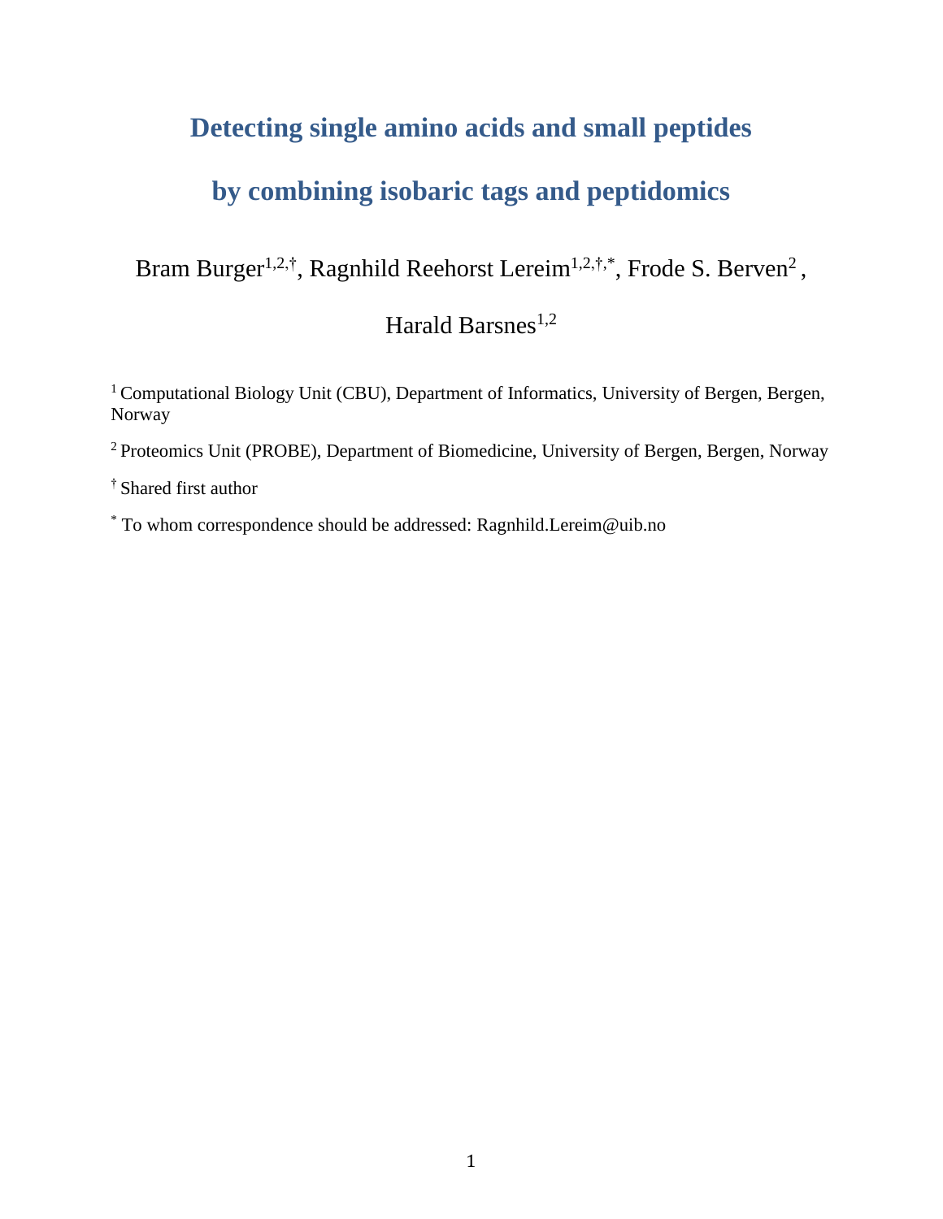# Detecting single amino acids and small peptides by combining isobaric tags and peptidomics

Bram Burger[1,2,†], Ragnhild Reehorst Lereim[1,2,†,*], Frode S. Berven[2], Harald Barsnes[1,2]

[1] Computational Biology Unit (CBU), Department of Informatics, University of Bergen, Bergen, Norway

[2] Proteomics Unit (PROBE), Department of Biomedicine, University of Bergen, Bergen, Norway

[†] Shared first author

[*] To whom correspondence should be addressed: Ragnhild.Lereim@uib.no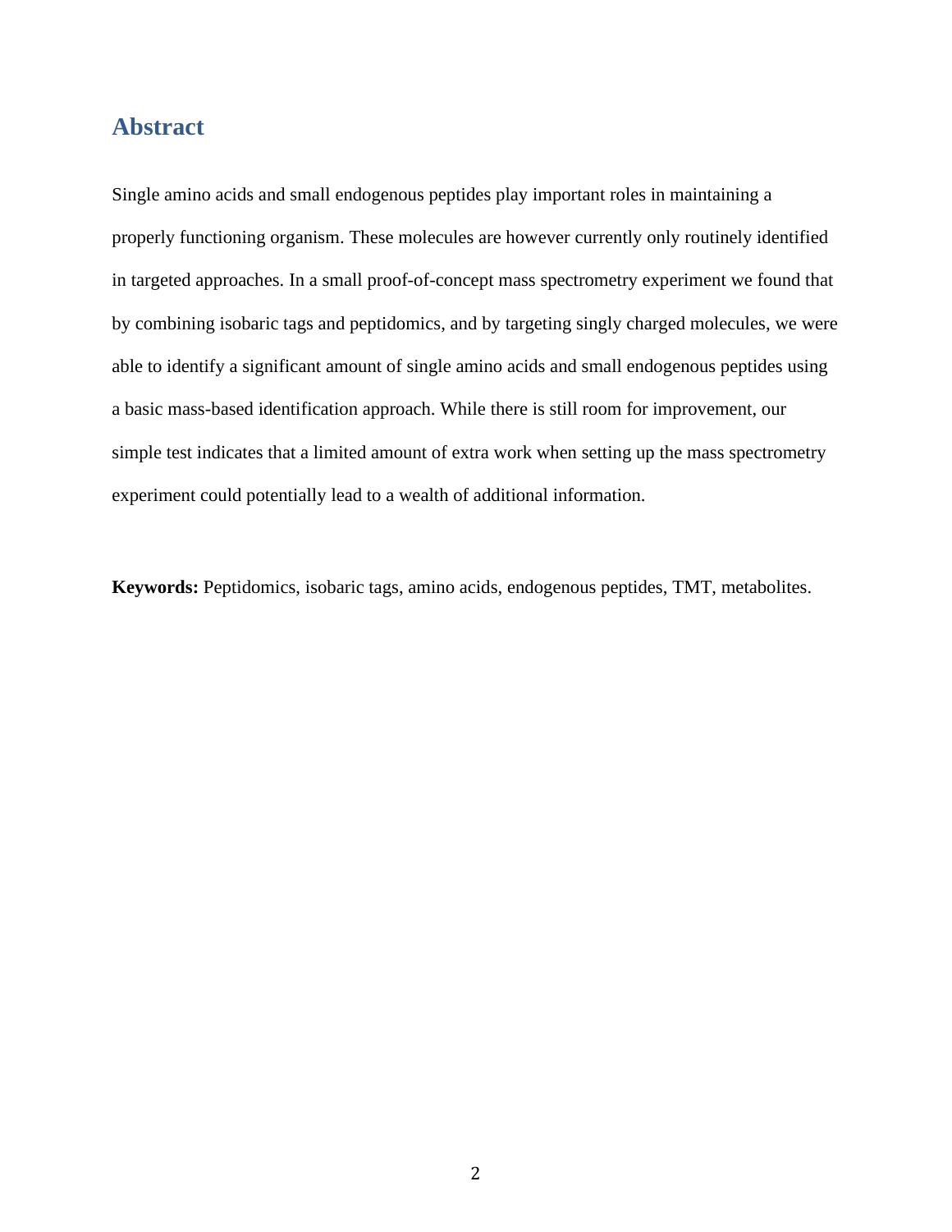## Abstract

Single amino acids and small endogenous peptides play important roles in maintaining a properly functioning organism. These molecules are however currently only routinely identified in targeted approaches. In a small proof-of-concept mass spectrometry experiment we found that by combining isobaric tags and peptidomics, and by targeting singly charged molecules, we were able to identify a significant amount of single amino acids and small endogenous peptides using a basic mass-based identification approach. While there is still room for improvement, our simple test indicates that a limited amount of extra work when setting up the mass spectrometry experiment could potentially lead to a wealth of additional information.

**Keywords:** Peptidomics, isobaric tags, amino acids, endogenous peptides, TMT, metabolites.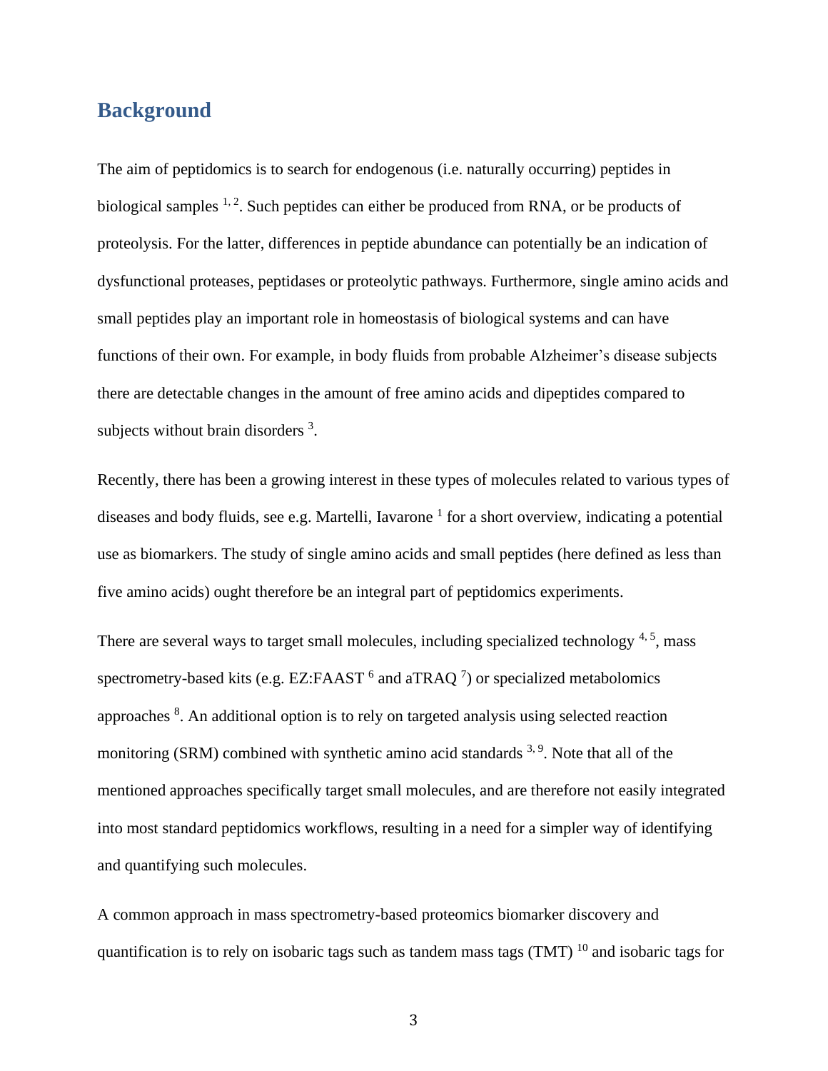## Background

The aim of peptidomics is to search for endogenous (i.e. naturally occurring) peptides in biological samples [1, 2]. Such peptides can either be produced from RNA, or be products of proteolysis. For the latter, differences in peptide abundance can potentially be an indication of dysfunctional proteases, peptidases or proteolytic pathways. Furthermore, single amino acids and small peptides play an important role in homeostasis of biological systems and can have functions of their own. For example, in body fluids from probable Alzheimer's disease subjects there are detectable changes in the amount of free amino acids and dipeptides compared to subjects without brain disorders [3].

Recently, there has been a growing interest in these types of molecules related to various types of diseases and body fluids, see e.g. Martelli, Iavarone [1] for a short overview, indicating a potential use as biomarkers. The study of single amino acids and small peptides (here defined as less than five amino acids) ought therefore be an integral part of peptidomics experiments.

There are several ways to target small molecules, including specialized technology [4, 5], mass spectrometry-based kits (e.g. EZ:FAAST [6] and aTRAQ [7]) or specialized metabolomics approaches [8]. An additional option is to rely on targeted analysis using selected reaction monitoring (SRM) combined with synthetic amino acid standards [3, 9]. Note that all of the mentioned approaches specifically target small molecules, and are therefore not easily integrated into most standard peptidomics workflows, resulting in a need for a simpler way of identifying and quantifying such molecules.

A common approach in mass spectrometry-based proteomics biomarker discovery and quantification is to rely on isobaric tags such as tandem mass tags (TMT) [10] and isobaric tags for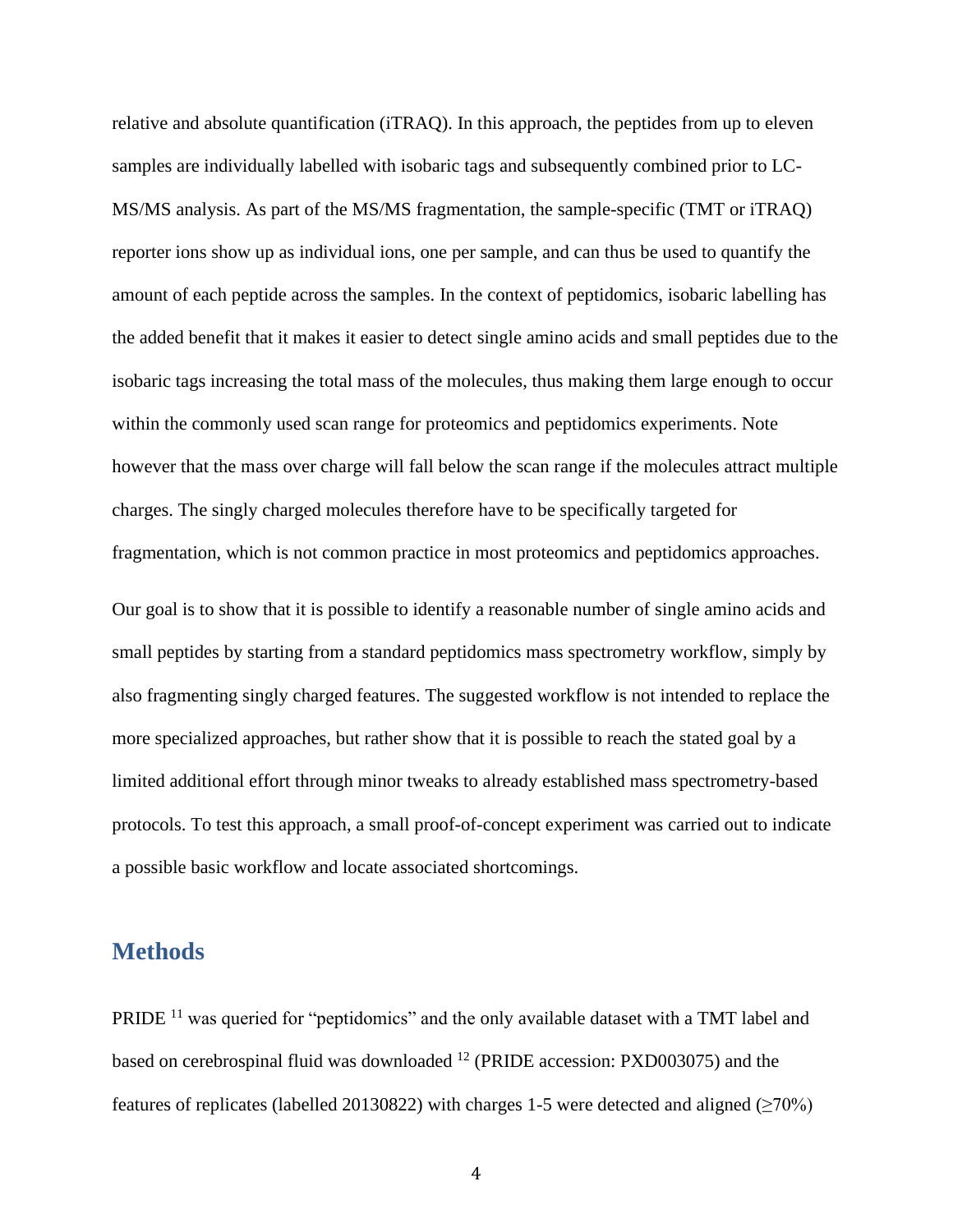relative and absolute quantification (iTRAQ). In this approach, the peptides from up to eleven samples are individually labelled with isobaric tags and subsequently combined prior to LC-MS/MS analysis. As part of the MS/MS fragmentation, the sample-specific (TMT or iTRAQ) reporter ions show up as individual ions, one per sample, and can thus be used to quantify the amount of each peptide across the samples. In the context of peptidomics, isobaric labelling has the added benefit that it makes it easier to detect single amino acids and small peptides due to the isobaric tags increasing the total mass of the molecules, thus making them large enough to occur within the commonly used scan range for proteomics and peptidomics experiments. Note however that the mass over charge will fall below the scan range if the molecules attract multiple charges. The singly charged molecules therefore have to be specifically targeted for fragmentation, which is not common practice in most proteomics and peptidomics approaches.

Our goal is to show that it is possible to identify a reasonable number of single amino acids and small peptides by starting from a standard peptidomics mass spectrometry workflow, simply by also fragmenting singly charged features. The suggested workflow is not intended to replace the more specialized approaches, but rather show that it is possible to reach the stated goal by a limited additional effort through minor tweaks to already established mass spectrometry-based protocols. To test this approach, a small proof-of-concept experiment was carried out to indicate a possible basic workflow and locate associated shortcomings.

## Methods

PRIDE [11] was queried for "peptidomics" and the only available dataset with a TMT label and based on cerebrospinal fluid was downloaded [12] (PRIDE accession: PXD003075) and the features of replicates (labelled 20130822) with charges 1-5 were detected and aligned (≥70%)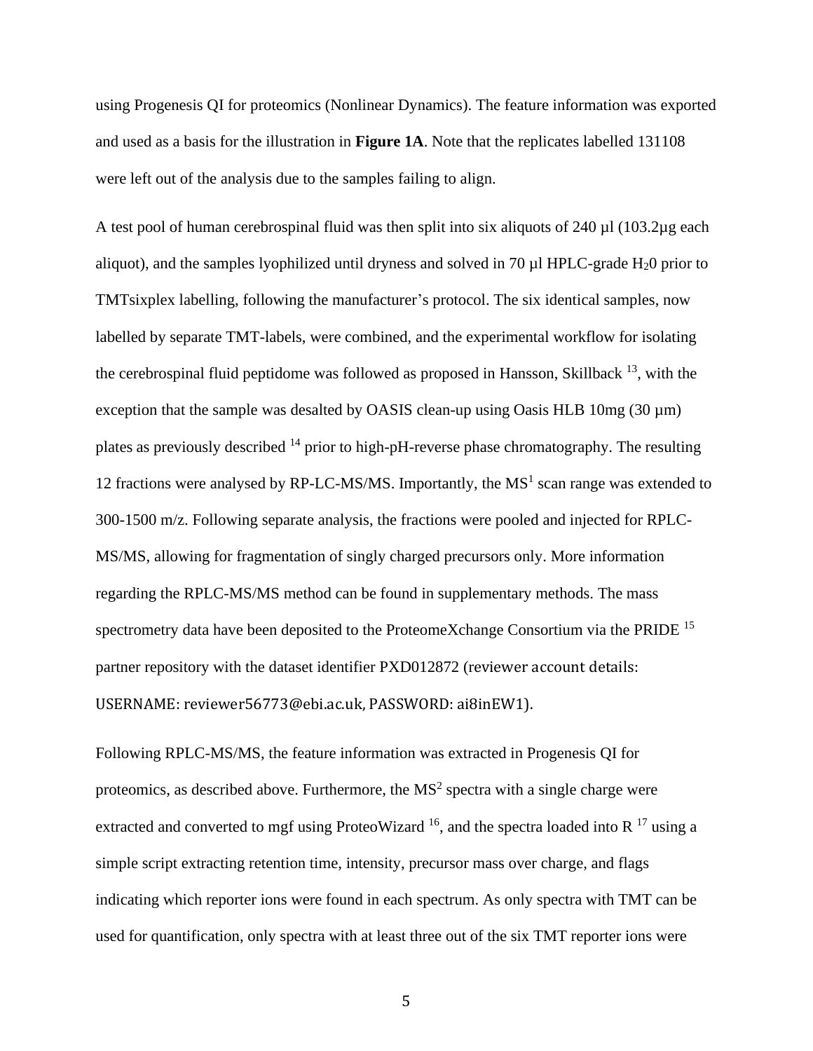using Progenesis QI for proteomics (Nonlinear Dynamics). The feature information was exported and used as a basis for the illustration in **Figure 1A**. Note that the replicates labelled 131108 were left out of the analysis due to the samples failing to align.

A test pool of human cerebrospinal fluid was then split into six aliquots of 240 µl (103.2µg each aliquot), and the samples lyophilized until dryness and solved in 70 µl HPLC-grade $H_20$ prior to TMTsixplex labelling, following the manufacturer's protocol. The six identical samples, now labelled by separate TMT-labels, were combined, and the experimental workflow for isolating the cerebrospinal fluid peptidome was followed as proposed in Hansson, Skillback [13], with the exception that the sample was desalted by OASIS clean-up using Oasis HLB 10mg (30 µm) plates as previously described [14] prior to high-pH-reverse phase chromatography. The resulting 12 fractions were analysed by RP-LC-MS/MS. Importantly, the $MS^1$ scan range was extended to 300-1500 m/z. Following separate analysis, the fractions were pooled and injected for RPLC-MS/MS, allowing for fragmentation of singly charged precursors only. More information regarding the RPLC-MS/MS method can be found in supplementary methods. The mass spectrometry data have been deposited to the ProteomeXchange Consortium via the PRIDE [15] partner repository with the dataset identifier PXD012872 (reviewer account details: USERNAME: reviewer56773@ebi.ac.uk, PASSWORD: ai8inEW1).

Following RPLC-MS/MS, the feature information was extracted in Progenesis QI for proteomics, as described above. Furthermore, the $MS^2$ spectra with a single charge were extracted and converted to mgf using ProteoWizard [16], and the spectra loaded into R [17] using a simple script extracting retention time, intensity, precursor mass over charge, and flags indicating which reporter ions were found in each spectrum. As only spectra with TMT can be used for quantification, only spectra with at least three out of the six TMT reporter ions were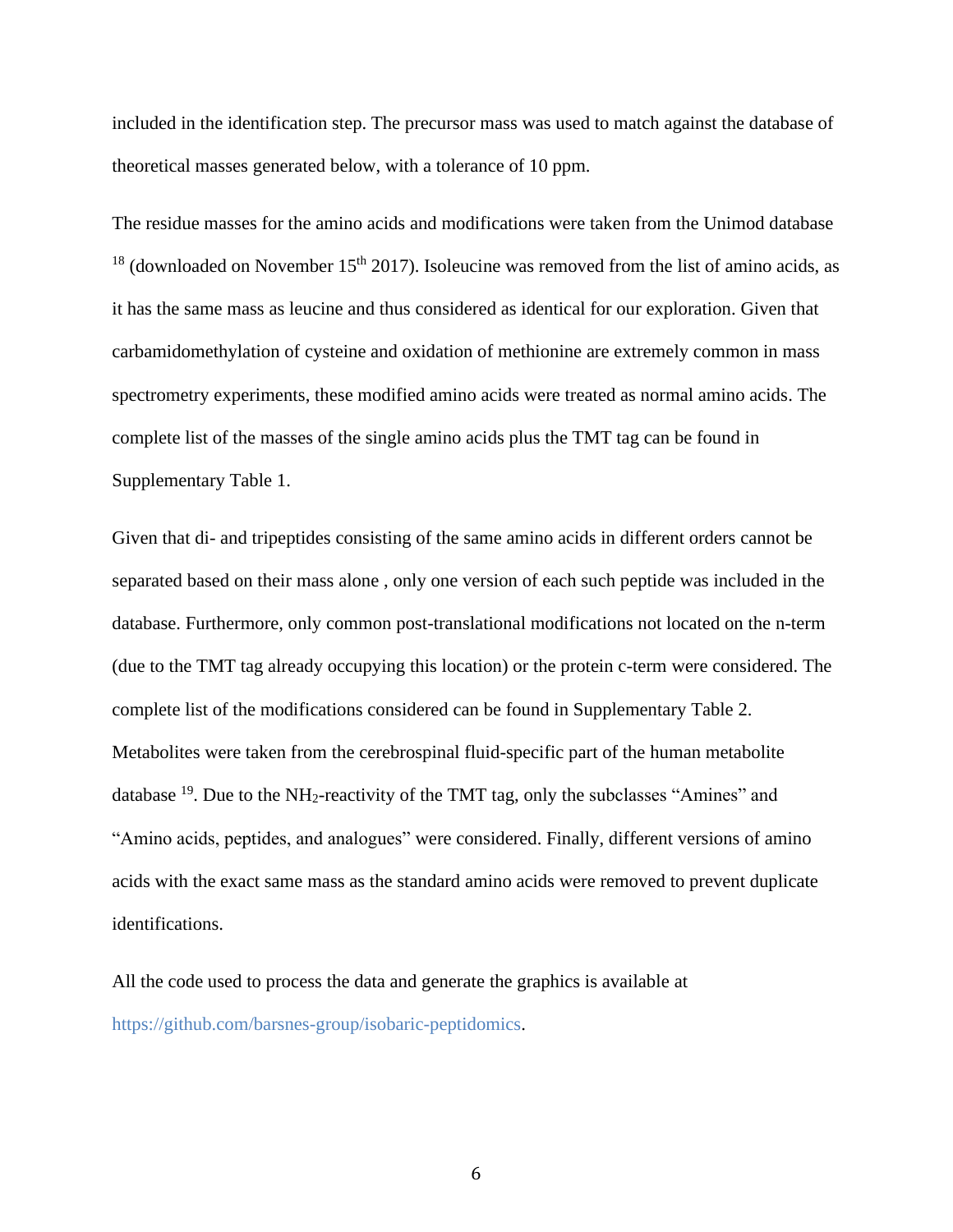included in the identification step. The precursor mass was used to match against the database of theoretical masses generated below, with a tolerance of 10 ppm.

The residue masses for the amino acids and modifications were taken from the Unimod database [18] (downloaded on November 15th 2017). Isoleucine was removed from the list of amino acids, as it has the same mass as leucine and thus considered as identical for our exploration. Given that carbamidomethylation of cysteine and oxidation of methionine are extremely common in mass spectrometry experiments, these modified amino acids were treated as normal amino acids. The complete list of the masses of the single amino acids plus the TMT tag can be found in Supplementary Table 1.

Given that di- and tripeptides consisting of the same amino acids in different orders cannot be separated based on their mass alone , only one version of each such peptide was included in the database. Furthermore, only common post-translational modifications not located on the n-term (due to the TMT tag already occupying this location) or the protein c-term were considered. The complete list of the modifications considered can be found in Supplementary Table 2. Metabolites were taken from the cerebrospinal fluid-specific part of the human metabolite database [19]. Due to the $NH_2$-reactivity of the TMT tag, only the subclasses "Amines" and "Amino acids, peptides, and analogues" were considered. Finally, different versions of amino acids with the exact same mass as the standard amino acids were removed to prevent duplicate identifications.

All the code used to process the data and generate the graphics is available at https://github.com/barsnes-group/isobaric-peptidomics.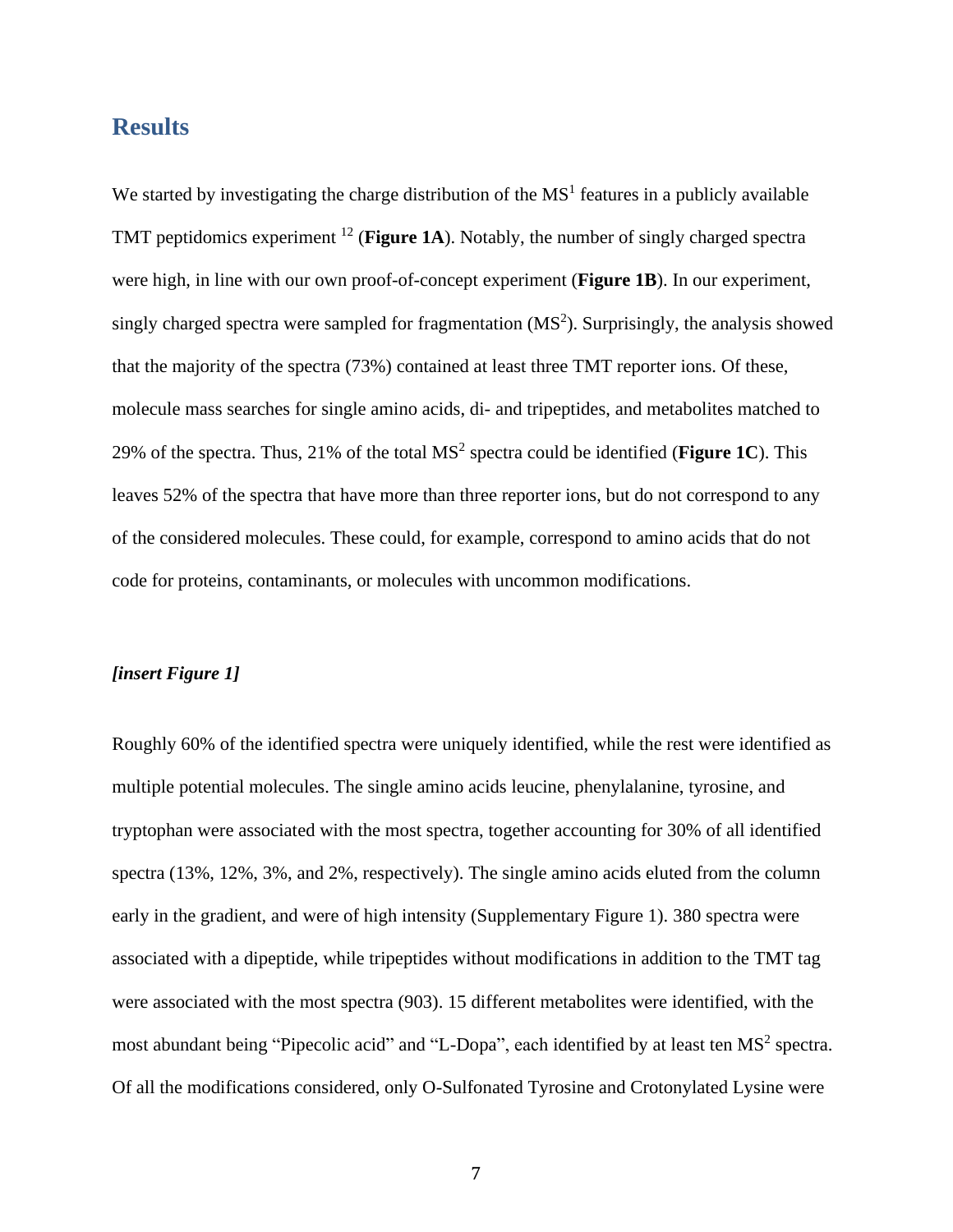## Results

We started by investigating the charge distribution of the $MS^1$ features in a publicly available TMT peptidomics experiment [12] (**Figure 1A**). Notably, the number of singly charged spectra were high, in line with our own proof-of-concept experiment (**Figure 1B**). In our experiment, singly charged spectra were sampled for fragmentation ($MS^2$). Surprisingly, the analysis showed that the majority of the spectra (73%) contained at least three TMT reporter ions. Of these, molecule mass searches for single amino acids, di- and tripeptides, and metabolites matched to 29% of the spectra. Thus, 21% of the total $MS^2$ spectra could be identified (**Figure 1C**). This leaves 52% of the spectra that have more than three reporter ions, but do not correspond to any of the considered molecules. These could, for example, correspond to amino acids that do not code for proteins, contaminants, or molecules with uncommon modifications.

***[insert Figure 1]***

Roughly 60% of the identified spectra were uniquely identified, while the rest were identified as multiple potential molecules. The single amino acids leucine, phenylalanine, tyrosine, and tryptophan were associated with the most spectra, together accounting for 30% of all identified spectra (13%, 12%, 3%, and 2%, respectively). The single amino acids eluted from the column early in the gradient, and were of high intensity (Supplementary Figure 1). 380 spectra were associated with a dipeptide, while tripeptides without modifications in addition to the TMT tag were associated with the most spectra (903). 15 different metabolites were identified, with the most abundant being "Pipecolic acid" and "L-Dopa", each identified by at least ten $MS^2$ spectra. Of all the modifications considered, only O-Sulfonated Tyrosine and Crotonylated Lysine were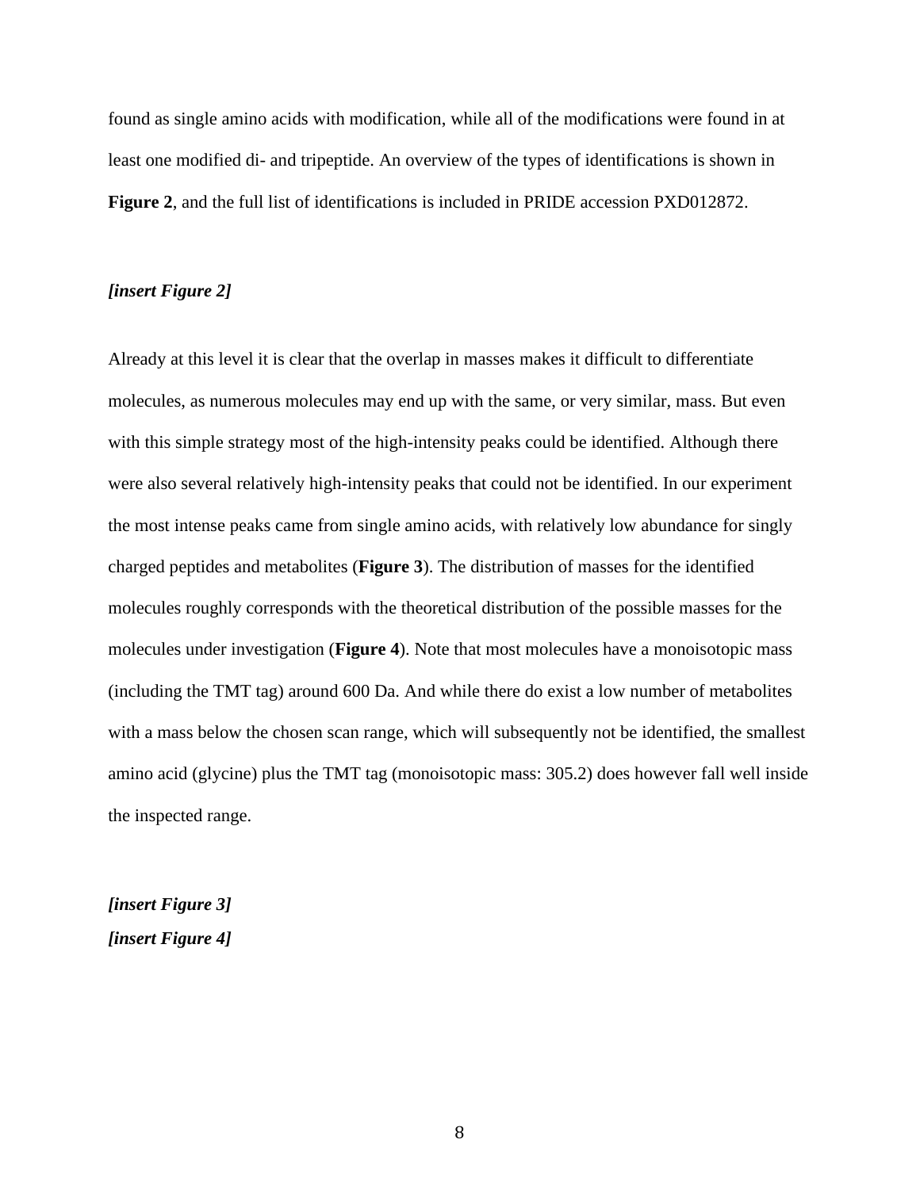found as single amino acids with modification, while all of the modifications were found in at least one modified di- and tripeptide. An overview of the types of identifications is shown in **Figure 2**, and the full list of identifications is included in PRIDE accession PXD012872.

***[insert Figure 2]***

Already at this level it is clear that the overlap in masses makes it difficult to differentiate molecules, as numerous molecules may end up with the same, or very similar, mass. But even with this simple strategy most of the high-intensity peaks could be identified. Although there were also several relatively high-intensity peaks that could not be identified. In our experiment the most intense peaks came from single amino acids, with relatively low abundance for singly charged peptides and metabolites (**Figure 3**). The distribution of masses for the identified molecules roughly corresponds with the theoretical distribution of the possible masses for the molecules under investigation (**Figure 4**). Note that most molecules have a monoisotopic mass (including the TMT tag) around 600 Da. And while there do exist a low number of metabolites with a mass below the chosen scan range, which will subsequently not be identified, the smallest amino acid (glycine) plus the TMT tag (monoisotopic mass: 305.2) does however fall well inside the inspected range.

***[insert Figure 3]***
***[insert Figure 4]***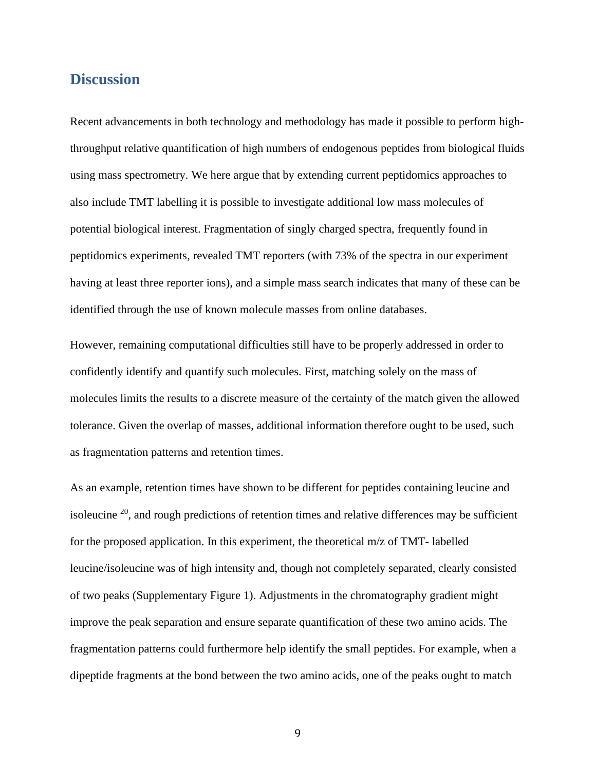## Discussion

Recent advancements in both technology and methodology has made it possible to perform high-throughput relative quantification of high numbers of endogenous peptides from biological fluids using mass spectrometry. We here argue that by extending current peptidomics approaches to also include TMT labelling it is possible to investigate additional low mass molecules of potential biological interest. Fragmentation of singly charged spectra, frequently found in peptidomics experiments, revealed TMT reporters (with 73% of the spectra in our experiment having at least three reporter ions), and a simple mass search indicates that many of these can be identified through the use of known molecule masses from online databases.

However, remaining computational difficulties still have to be properly addressed in order to confidently identify and quantify such molecules. First, matching solely on the mass of molecules limits the results to a discrete measure of the certainty of the match given the allowed tolerance. Given the overlap of masses, additional information therefore ought to be used, such as fragmentation patterns and retention times.

As an example, retention times have shown to be different for peptides containing leucine and isoleucine [20], and rough predictions of retention times and relative differences may be sufficient for the proposed application. In this experiment, the theoretical m/z of TMT- labelled leucine/isoleucine was of high intensity and, though not completely separated, clearly consisted of two peaks (Supplementary Figure 1). Adjustments in the chromatography gradient might improve the peak separation and ensure separate quantification of these two amino acids. The fragmentation patterns could furthermore help identify the small peptides. For example, when a dipeptide fragments at the bond between the two amino acids, one of the peaks ought to match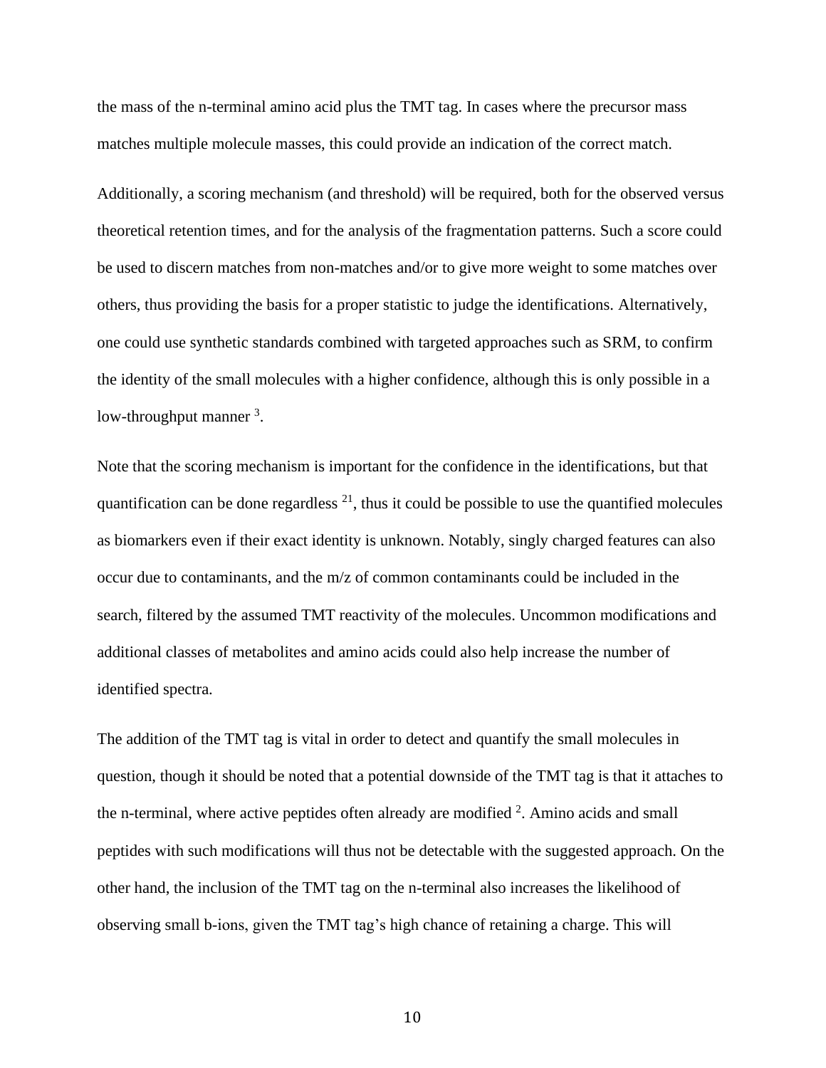the mass of the n-terminal amino acid plus the TMT tag. In cases where the precursor mass matches multiple molecule masses, this could provide an indication of the correct match.

Additionally, a scoring mechanism (and threshold) will be required, both for the observed versus theoretical retention times, and for the analysis of the fragmentation patterns. Such a score could be used to discern matches from non-matches and/or to give more weight to some matches over others, thus providing the basis for a proper statistic to judge the identifications. Alternatively, one could use synthetic standards combined with targeted approaches such as SRM, to confirm the identity of the small molecules with a higher confidence, although this is only possible in a low-throughput manner [3].

Note that the scoring mechanism is important for the confidence in the identifications, but that quantification can be done regardless [21], thus it could be possible to use the quantified molecules as biomarkers even if their exact identity is unknown. Notably, singly charged features can also occur due to contaminants, and the m/z of common contaminants could be included in the search, filtered by the assumed TMT reactivity of the molecules. Uncommon modifications and additional classes of metabolites and amino acids could also help increase the number of identified spectra.

The addition of the TMT tag is vital in order to detect and quantify the small molecules in question, though it should be noted that a potential downside of the TMT tag is that it attaches to the n-terminal, where active peptides often already are modified [2]. Amino acids and small peptides with such modifications will thus not be detectable with the suggested approach. On the other hand, the inclusion of the TMT tag on the n-terminal also increases the likelihood of observing small b-ions, given the TMT tag's high chance of retaining a charge. This will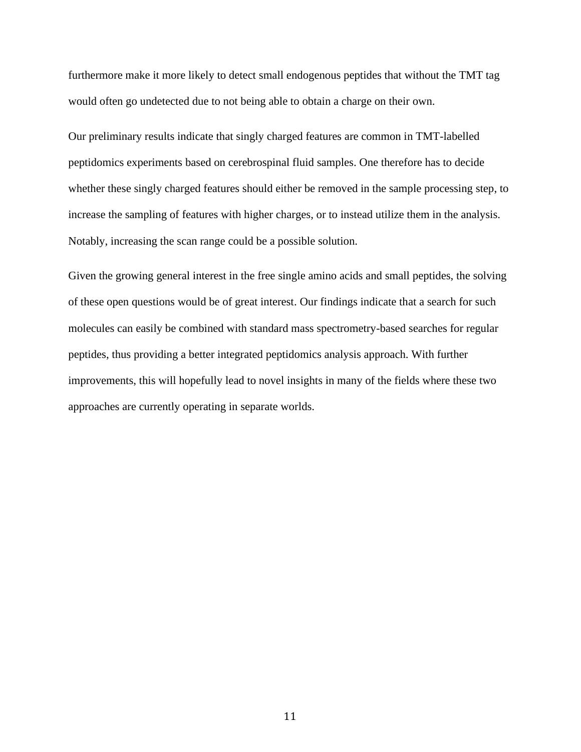furthermore make it more likely to detect small endogenous peptides that without the TMT tag would often go undetected due to not being able to obtain a charge on their own.

Our preliminary results indicate that singly charged features are common in TMT-labelled peptidomics experiments based on cerebrospinal fluid samples. One therefore has to decide whether these singly charged features should either be removed in the sample processing step, to increase the sampling of features with higher charges, or to instead utilize them in the analysis. Notably, increasing the scan range could be a possible solution.

Given the growing general interest in the free single amino acids and small peptides, the solving of these open questions would be of great interest. Our findings indicate that a search for such molecules can easily be combined with standard mass spectrometry-based searches for regular peptides, thus providing a better integrated peptidomics analysis approach. With further improvements, this will hopefully lead to novel insights in many of the fields where these two approaches are currently operating in separate worlds.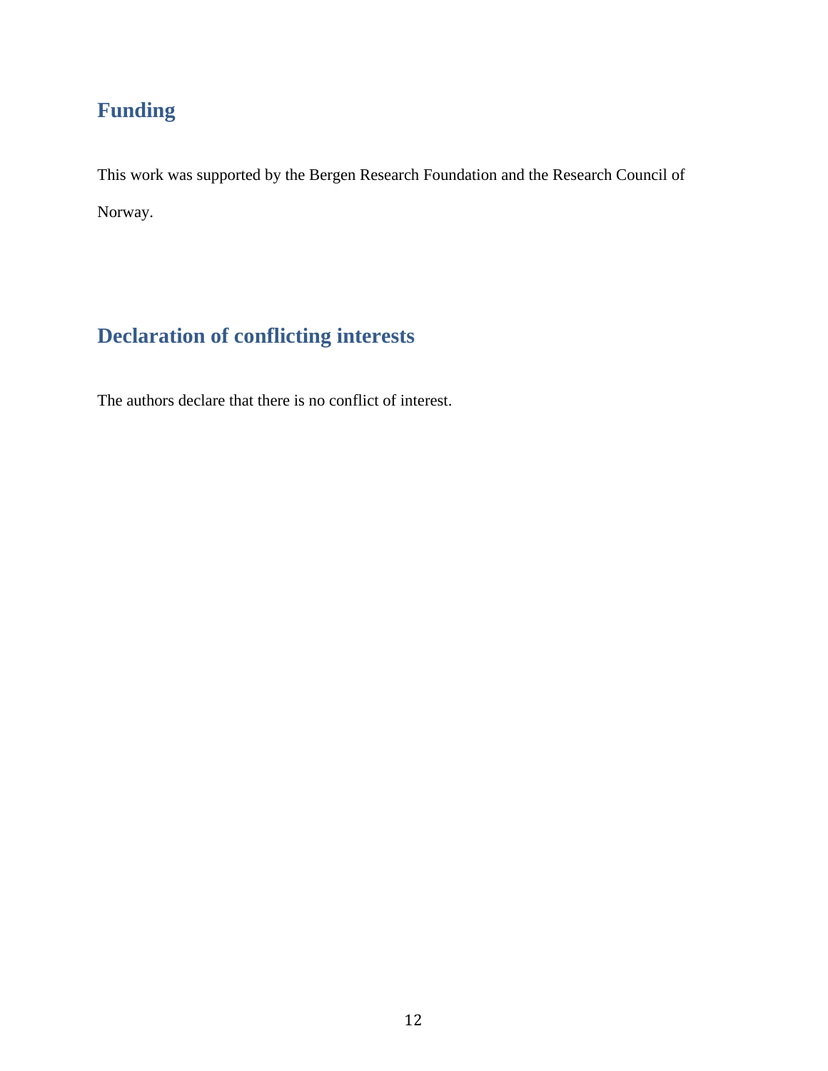## Funding

This work was supported by the Bergen Research Foundation and the Research Council of Norway.

## Declaration of conflicting interests

The authors declare that there is no conflict of interest.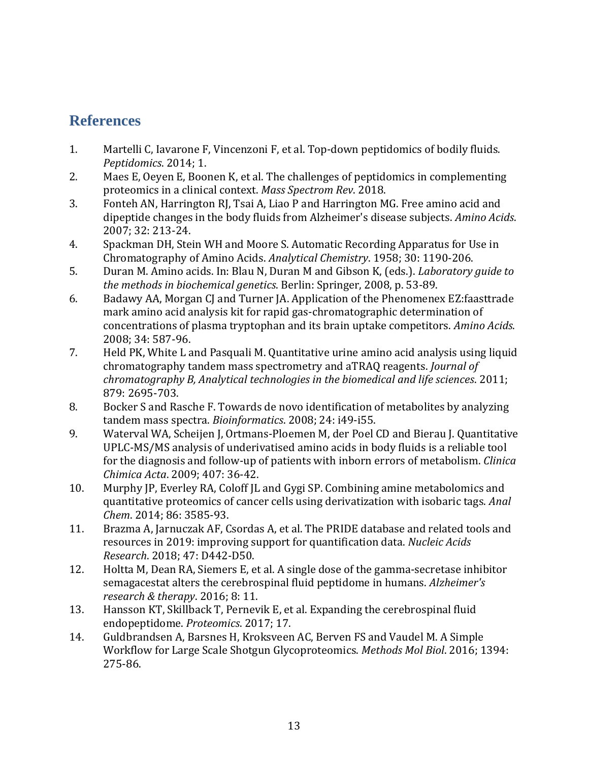## References

1. Martelli C, Iavarone F, Vincenzoni F, et al. Top-down peptidomics of bodily fluids. *Peptidomics*. 2014; 1.
2. Maes E, Oeyen E, Boonen K, et al. The challenges of peptidomics in complementing proteomics in a clinical context. *Mass Spectrom Rev*. 2018.
3. Fonteh AN, Harrington RJ, Tsai A, Liao P and Harrington MG. Free amino acid and dipeptide changes in the body fluids from Alzheimer's disease subjects. *Amino Acids*. 2007; 32: 213-24.
4. Spackman DH, Stein WH and Moore S. Automatic Recording Apparatus for Use in Chromatography of Amino Acids. *Analytical Chemistry*. 1958; 30: 1190-206.
5. Duran M. Amino acids. In: Blau N, Duran M and Gibson K, (eds.). *Laboratory guide to the methods in biochemical genetics*. Berlin: Springer, 2008, p. 53-89.
6. Badawy AA, Morgan CJ and Turner JA. Application of the Phenomenex EZ:faasttrade mark amino acid analysis kit for rapid gas-chromatographic determination of concentrations of plasma tryptophan and its brain uptake competitors. *Amino Acids*. 2008; 34: 587-96.
7. Held PK, White L and Pasquali M. Quantitative urine amino acid analysis using liquid chromatography tandem mass spectrometry and aTRAQ reagents. *Journal of chromatography B, Analytical technologies in the biomedical and life sciences*. 2011; 879: 2695-703.
8. Bocker S and Rasche F. Towards de novo identification of metabolites by analyzing tandem mass spectra. *Bioinformatics*. 2008; 24: i49-i55.
9. Waterval WA, Scheijen J, Ortmans-Ploemen M, der Poel CD and Bierau J. Quantitative UPLC-MS/MS analysis of underivatised amino acids in body fluids is a reliable tool for the diagnosis and follow-up of patients with inborn errors of metabolism. *Clinica Chimica Acta*. 2009; 407: 36-42.
10. Murphy JP, Everley RA, Coloff JL and Gygi SP. Combining amine metabolomics and quantitative proteomics of cancer cells using derivatization with isobaric tags. *Anal Chem*. 2014; 86: 3585-93.
11. Brazma A, Jarnuczak AF, Csordas A, et al. The PRIDE database and related tools and resources in 2019: improving support for quantification data. *Nucleic Acids Research*. 2018; 47: D442-D50.
12. Holtta M, Dean RA, Siemers E, et al. A single dose of the gamma-secretase inhibitor semagacestat alters the cerebrospinal fluid peptidome in humans. *Alzheimer's research & therapy*. 2016; 8: 11.
13. Hansson KT, Skillback T, Pernevik E, et al. Expanding the cerebrospinal fluid endopeptidome. *Proteomics*. 2017; 17.
14. Guldbrandsen A, Barsnes H, Kroksveen AC, Berven FS and Vaudel M. A Simple Workflow for Large Scale Shotgun Glycoproteomics. *Methods Mol Biol*. 2016; 1394: 275-86.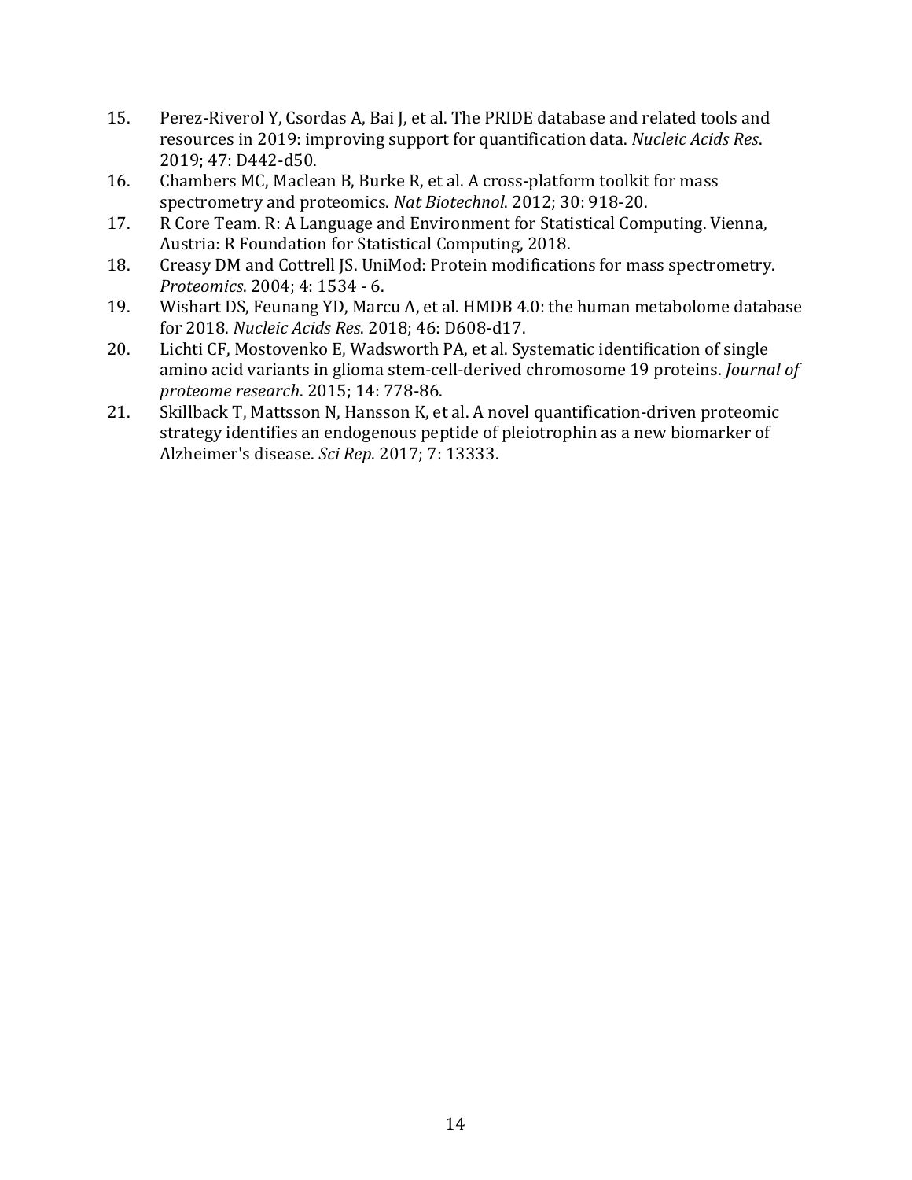15. Perez-Riverol Y, Csordas A, Bai J, et al. The PRIDE database and related tools and resources in 2019: improving support for quantification data. *Nucleic Acids Res*. 2019; 47: D442-d50.
16. Chambers MC, Maclean B, Burke R, et al. A cross-platform toolkit for mass spectrometry and proteomics. *Nat Biotechnol*. 2012; 30: 918-20.
17. R Core Team. R: A Language and Environment for Statistical Computing. Vienna, Austria: R Foundation for Statistical Computing, 2018.
18. Creasy DM and Cottrell JS. UniMod: Protein modifications for mass spectrometry. *Proteomics*. 2004; 4: 1534 - 6.
19. Wishart DS, Feunang YD, Marcu A, et al. HMDB 4.0: the human metabolome database for 2018. *Nucleic Acids Res*. 2018; 46: D608-d17.
20. Lichti CF, Mostovenko E, Wadsworth PA, et al. Systematic identification of single amino acid variants in glioma stem-cell-derived chromosome 19 proteins. *Journal of proteome research*. 2015; 14: 778-86.
21. Skillback T, Mattsson N, Hansson K, et al. A novel quantification-driven proteomic strategy identifies an endogenous peptide of pleiotrophin as a new biomarker of Alzheimer's disease. *Sci Rep*. 2017; 7: 13333.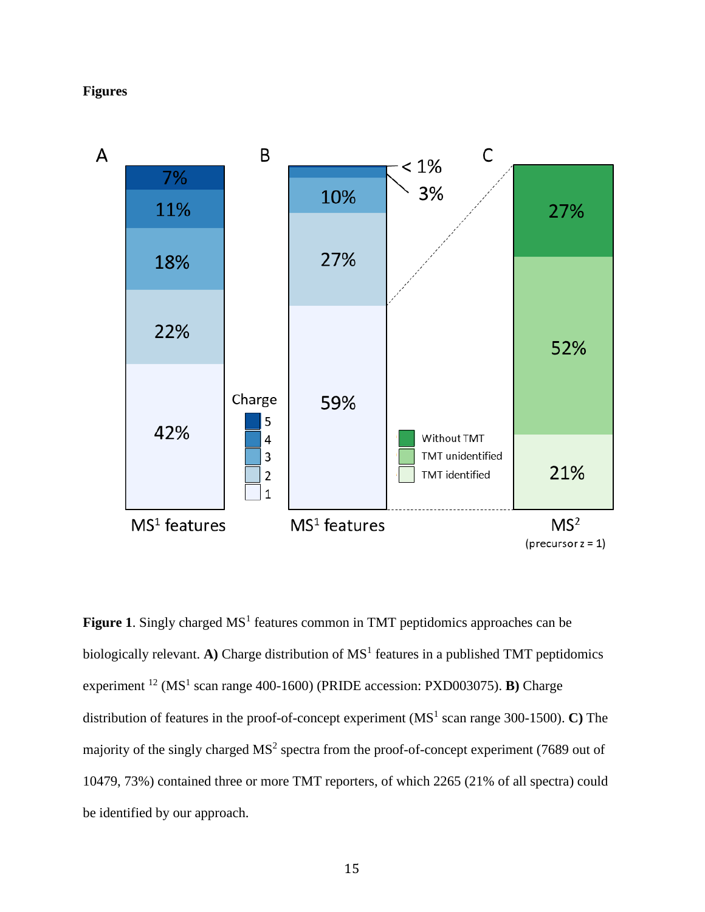**Figures**

**Figure 1**. Singly charged MS[1] features common in TMT peptidomics approaches can be biologically relevant. **A)** Charge distribution of MS[1] features in a published TMT peptidomics experiment [12] (MS[1] scan range 400-1600) (PRIDE accession: PXD003075). **B)** Charge distribution of features in the proof-of-concept experiment (MS[1] scan range 300-1500). **C)** The majority of the singly charged MS[2] spectra from the proof-of-concept experiment (7689 out of 10479, 73%) contained three or more TMT reporters, of which 2265 (21% of all spectra) could be identified by our approach.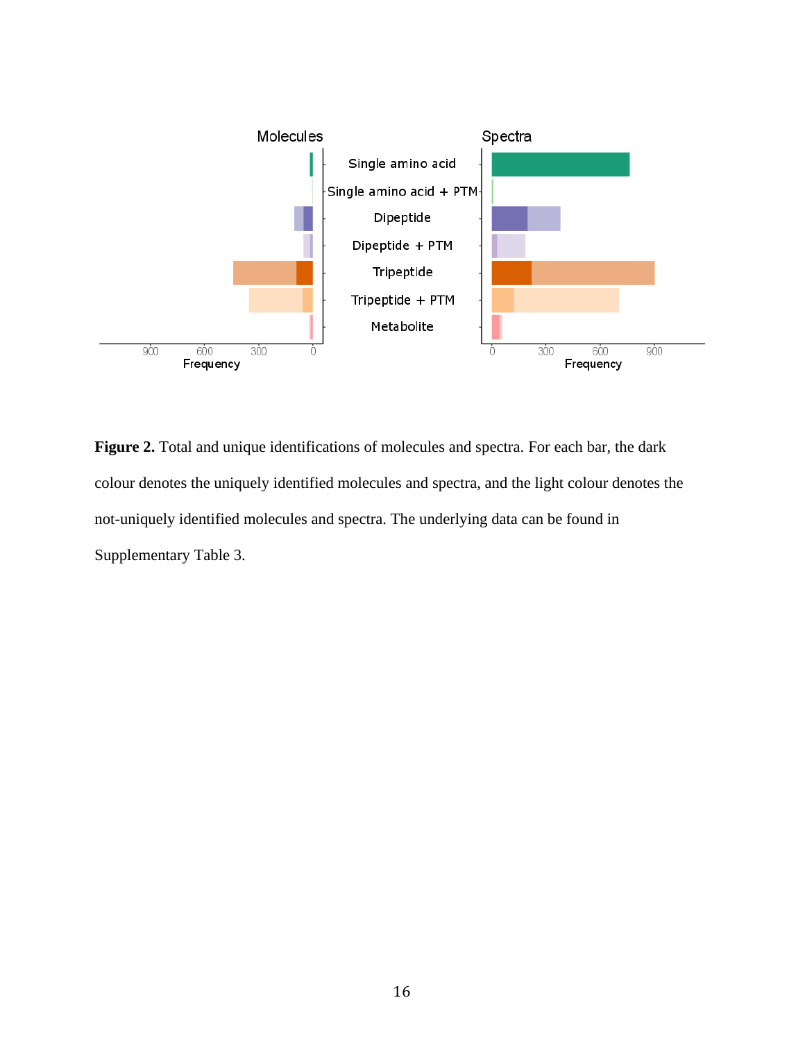**Figure 2.** Total and unique identifications of molecules and spectra. For each bar, the dark colour denotes the uniquely identified molecules and spectra, and the light colour denotes the not-uniquely identified molecules and spectra. The underlying data can be found in Supplementary Table 3.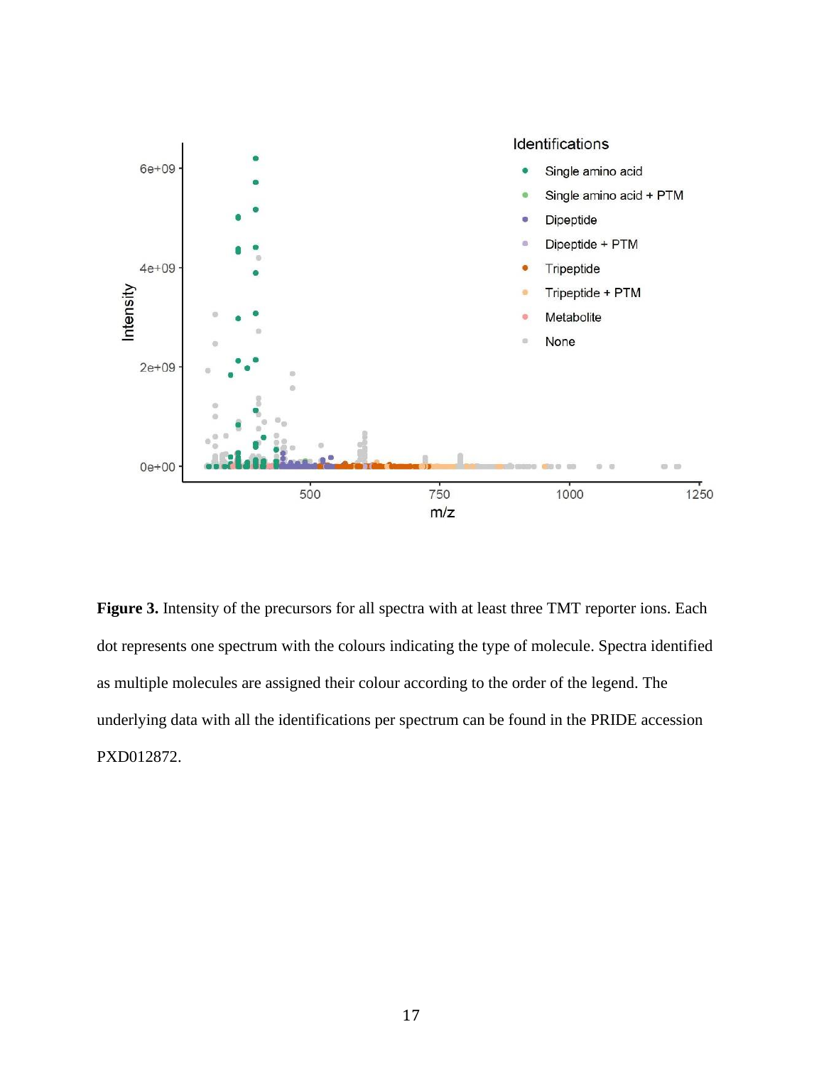**Figure 3.** Intensity of the precursors for all spectra with at least three TMT reporter ions. Each dot represents one spectrum with the colours indicating the type of molecule. Spectra identified as multiple molecules are assigned their colour according to the order of the legend. The underlying data with all the identifications per spectrum can be found in the PRIDE accession PXD012872.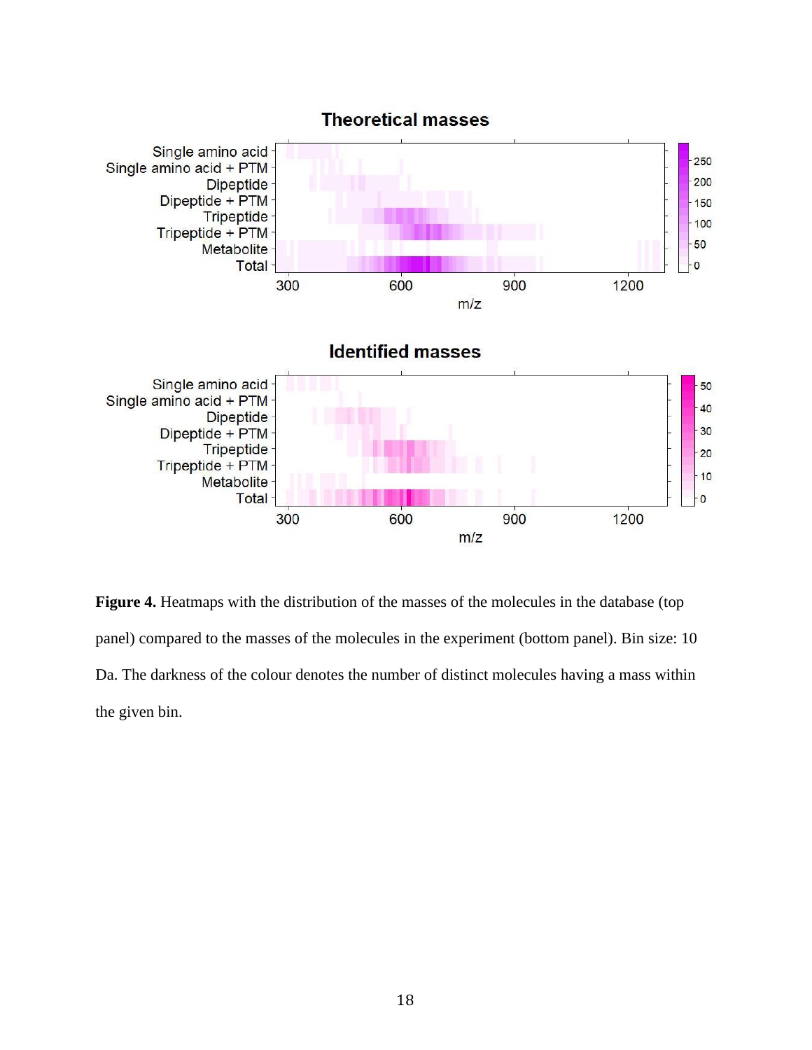Theoretical masses

Single amino acid
Single amino acid + PTM
Dipeptide
Dipeptide + PTM
Tripeptide
Tripeptide + PTM
Metabolite
Total

300 600 900 1200

m/z

250
200
150
100
50
0

Identified masses

Single amino acid
Single amino acid + PTM
Dipeptide
Dipeptide + PTM
Tripeptide
Tripeptide + PTM
Metabolite
Total

300 600 900 1200

m/z

50
40
30
20
10
0

**Figure 4.** Heatmaps with the distribution of the masses of the molecules in the database (top panel) compared to the masses of the molecules in the experiment (bottom panel). Bin size: 10 Da. The darkness of the colour denotes the number of distinct molecules having a mass within the given bin.